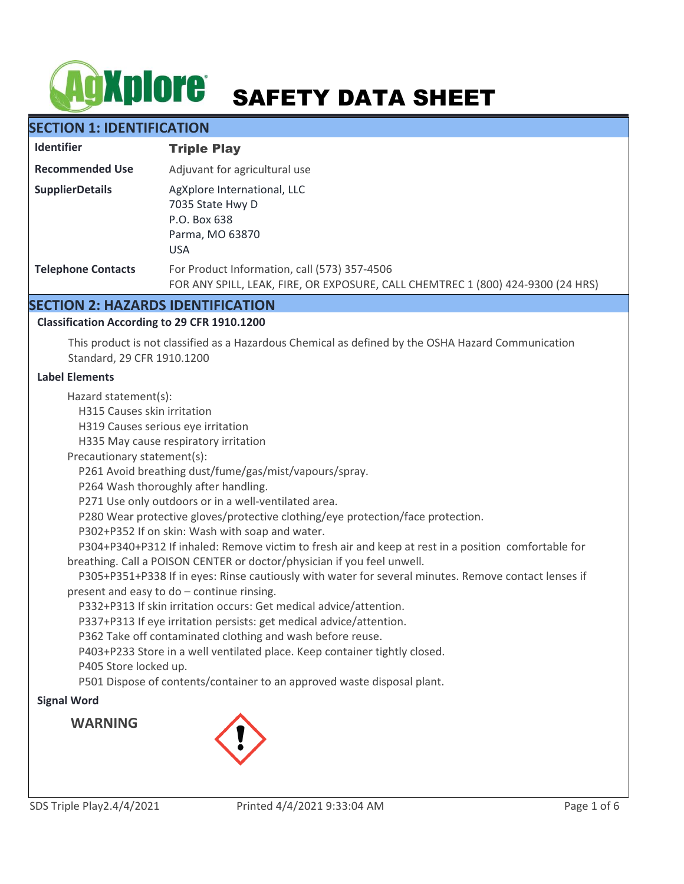# SAFETY DATA SHEET

## SECTION 1: IDENTIFICATION

| | |
|---|---|
| **Identifier** | **Triple Play** |
| **Recommended Use** | Adjuvant for agricultural use |
| **SupplierDetails** | AgXplore International, LLC<br>7035 State Hwy D<br>P.O. Box 638<br>Parma, MO 63870<br>USA |
| **Telephone Contacts** | For Product Information, call (573) 357-4506<br>FOR ANY SPILL, LEAK, FIRE, OR EXPOSURE, CALL CHEMTREC 1 (800) 424-9300 (24 HRS) |

## SECTION 2: HAZARDS IDENTIFICATION

### Classification According to 29 CFR 1910.1200

This product is not classified as a Hazardous Chemical as defined by the OSHA Hazard Communication Standard, 29 CFR 1910.1200

### Label Elements

Hazard statement(s):

- H315 Causes skin irritation
- H319 Causes serious eye irritation
- H335 May cause respiratory irritation

Precautionary statement(s):

- P261 Avoid breathing dust/fume/gas/mist/vapours/spray.
- P264 Wash thoroughly after handling.
- P271 Use only outdoors or in a well-ventilated area.
- P280 Wear protective gloves/protective clothing/eye protection/face protection.
- P302+P352 If on skin: Wash with soap and water.
- P304+P340+P312 If inhaled: Remove victim to fresh air and keep at rest in a position comfortable for breathing. Call a POISON CENTER or doctor/physician if you feel unwell.
- P305+P351+P338 If in eyes: Rinse cautiously with water for several minutes. Remove contact lenses if present and easy to do – continue rinsing.
- P332+P313 If skin irritation occurs: Get medical advice/attention.
- P337+P313 If eye irritation persists: get medical advice/attention.
- P362 Take off contaminated clothing and wash before reuse.
- P403+P233 Store in a well ventilated place. Keep container tightly closed.
- P405 Store locked up.
- P501 Dispose of contents/container to an approved waste disposal plant.

### Signal Word

**WARNING**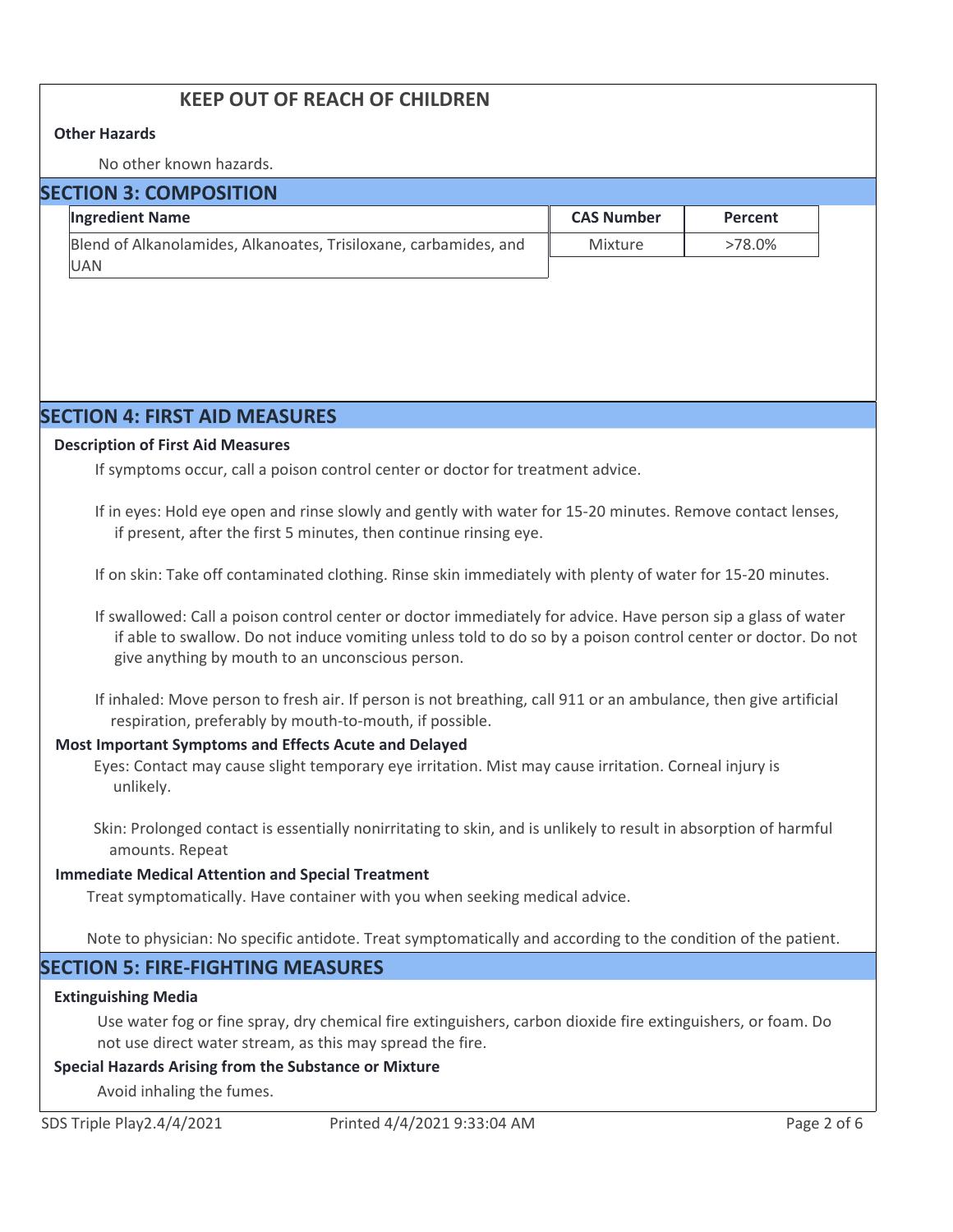**KEEP OUT OF REACH OF CHILDREN**

**Other Hazards**

No other known hazards.

## SECTION 3: COMPOSITION

| Ingredient Name | CAS Number | Percent |
| --- | --- | --- |
| Blend of Alkanolamides, Alkanoates, Trisiloxane, carbamides, and UAN | Mixture | >78.0% |

## SECTION 4: FIRST AID MEASURES

**Description of First Aid Measures**

If symptoms occur, call a poison control center or doctor for treatment advice.

If in eyes: Hold eye open and rinse slowly and gently with water for 15-20 minutes. Remove contact lenses, if present, after the first 5 minutes, then continue rinsing eye.

If on skin: Take off contaminated clothing. Rinse skin immediately with plenty of water for 15-20 minutes.

If swallowed: Call a poison control center or doctor immediately for advice. Have person sip a glass of water if able to swallow. Do not induce vomiting unless told to do so by a poison control center or doctor. Do not give anything by mouth to an unconscious person.

If inhaled: Move person to fresh air. If person is not breathing, call 911 or an ambulance, then give artificial respiration, preferably by mouth-to-mouth, if possible.

**Most Important Symptoms and Effects Acute and Delayed**

Eyes: Contact may cause slight temporary eye irritation. Mist may cause irritation. Corneal injury is unlikely.

Skin: Prolonged contact is essentially nonirritating to skin, and is unlikely to result in absorption of harmful amounts. Repeat

**Immediate Medical Attention and Special Treatment**

Treat symptomatically. Have container with you when seeking medical advice.

Note to physician: No specific antidote. Treat symptomatically and according to the condition of the patient.

## SECTION 5: FIRE-FIGHTING MEASURES

**Extinguishing Media**

Use water fog or fine spray, dry chemical fire extinguishers, carbon dioxide fire extinguishers, or foam. Do not use direct water stream, as this may spread the fire.

**Special Hazards Arising from the Substance or Mixture**

Avoid inhaling the fumes.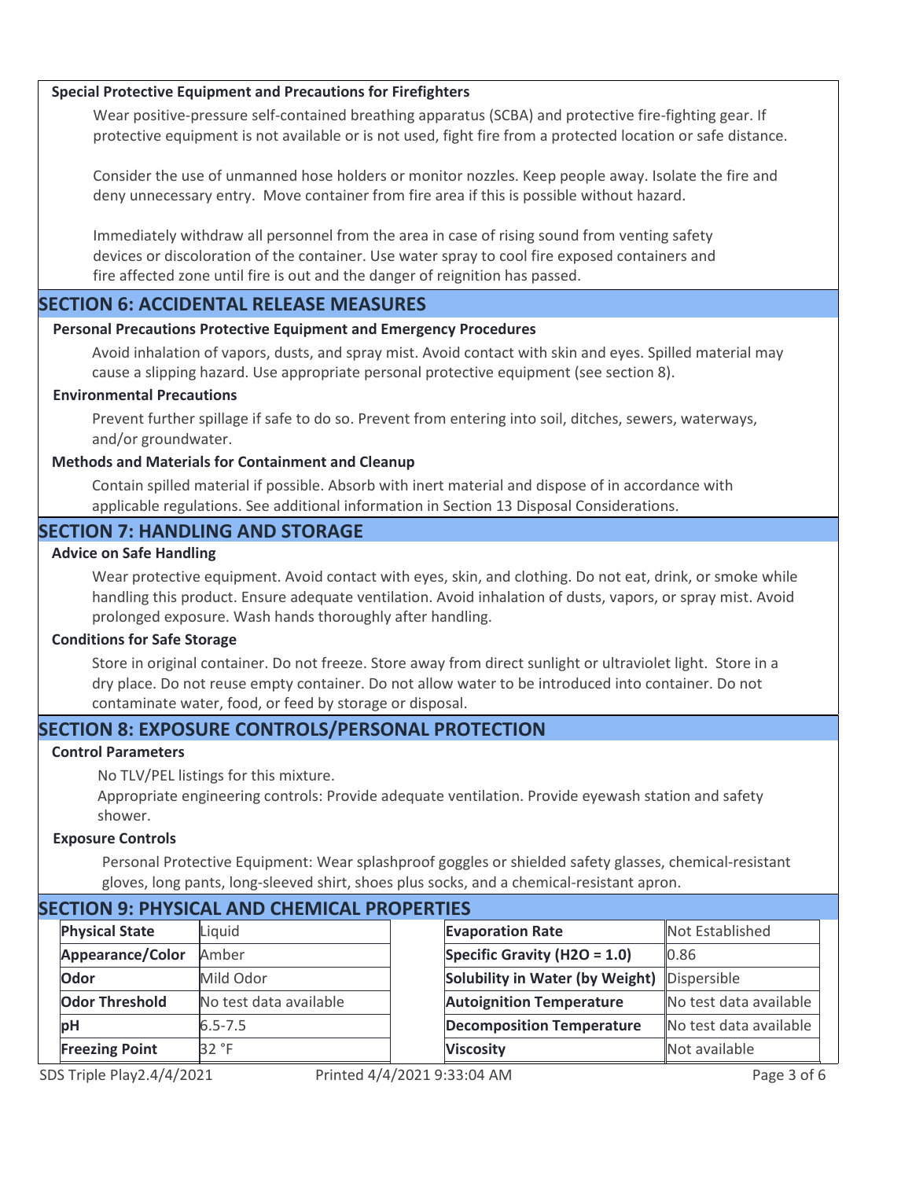**Special Protective Equipment and Precautions for Firefighters**

Wear positive-pressure self-contained breathing apparatus (SCBA) and protective fire-fighting gear. If protective equipment is not available or is not used, fight fire from a protected location or safe distance.

Consider the use of unmanned hose holders or monitor nozzles. Keep people away. Isolate the fire and deny unnecessary entry. Move container from fire area if this is possible without hazard.

Immediately withdraw all personnel from the area in case of rising sound from venting safety devices or discoloration of the container. Use water spray to cool fire exposed containers and fire affected zone until fire is out and the danger of reignition has passed.

## SECTION 6: ACCIDENTAL RELEASE MEASURES

**Personal Precautions Protective Equipment and Emergency Procedures**

Avoid inhalation of vapors, dusts, and spray mist. Avoid contact with skin and eyes. Spilled material may cause a slipping hazard. Use appropriate personal protective equipment (see section 8).

**Environmental Precautions**

Prevent further spillage if safe to do so. Prevent from entering into soil, ditches, sewers, waterways, and/or groundwater.

**Methods and Materials for Containment and Cleanup**

Contain spilled material if possible. Absorb with inert material and dispose of in accordance with applicable regulations. See additional information in Section 13 Disposal Considerations.

## SECTION 7: HANDLING AND STORAGE

**Advice on Safe Handling**

Wear protective equipment. Avoid contact with eyes, skin, and clothing. Do not eat, drink, or smoke while handling this product. Ensure adequate ventilation. Avoid inhalation of dusts, vapors, or spray mist. Avoid prolonged exposure. Wash hands thoroughly after handling.

**Conditions for Safe Storage**

Store in original container. Do not freeze. Store away from direct sunlight or ultraviolet light. Store in a dry place. Do not reuse empty container. Do not allow water to be introduced into container. Do not contaminate water, food, or feed by storage or disposal.

## SECTION 8: EXPOSURE CONTROLS/PERSONAL PROTECTION

**Control Parameters**

No TLV/PEL listings for this mixture.
Appropriate engineering controls: Provide adequate ventilation. Provide eyewash station and safety shower.

**Exposure Controls**

Personal Protective Equipment: Wear splashproof goggles or shielded safety glasses, chemical-resistant gloves, long pants, long-sleeved shirt, shoes plus socks, and a chemical-resistant apron.

## SECTION 9: PHYSICAL AND CHEMICAL PROPERTIES

| Property | Value |
|---|---|
| **Physical State** | Liquid |
| **Appearance/Color** | Amber |
| **Odor** | Mild Odor |
| **Odor Threshold** | No test data available |
| **pH** | 6.5-7.5 |
| **Freezing Point** | 32 °F |

| Property | Value |
|---|---|
| **Evaporation Rate** | Not Established |
| **Specific Gravity ($H_2O$ = 1.0)** | 0.86 |
| **Solubility in Water (by Weight)** | Dispersible |
| **Autoignition Temperature** | No test data available |
| **Decomposition Temperature** | No test data available |
| **Viscosity** | Not available |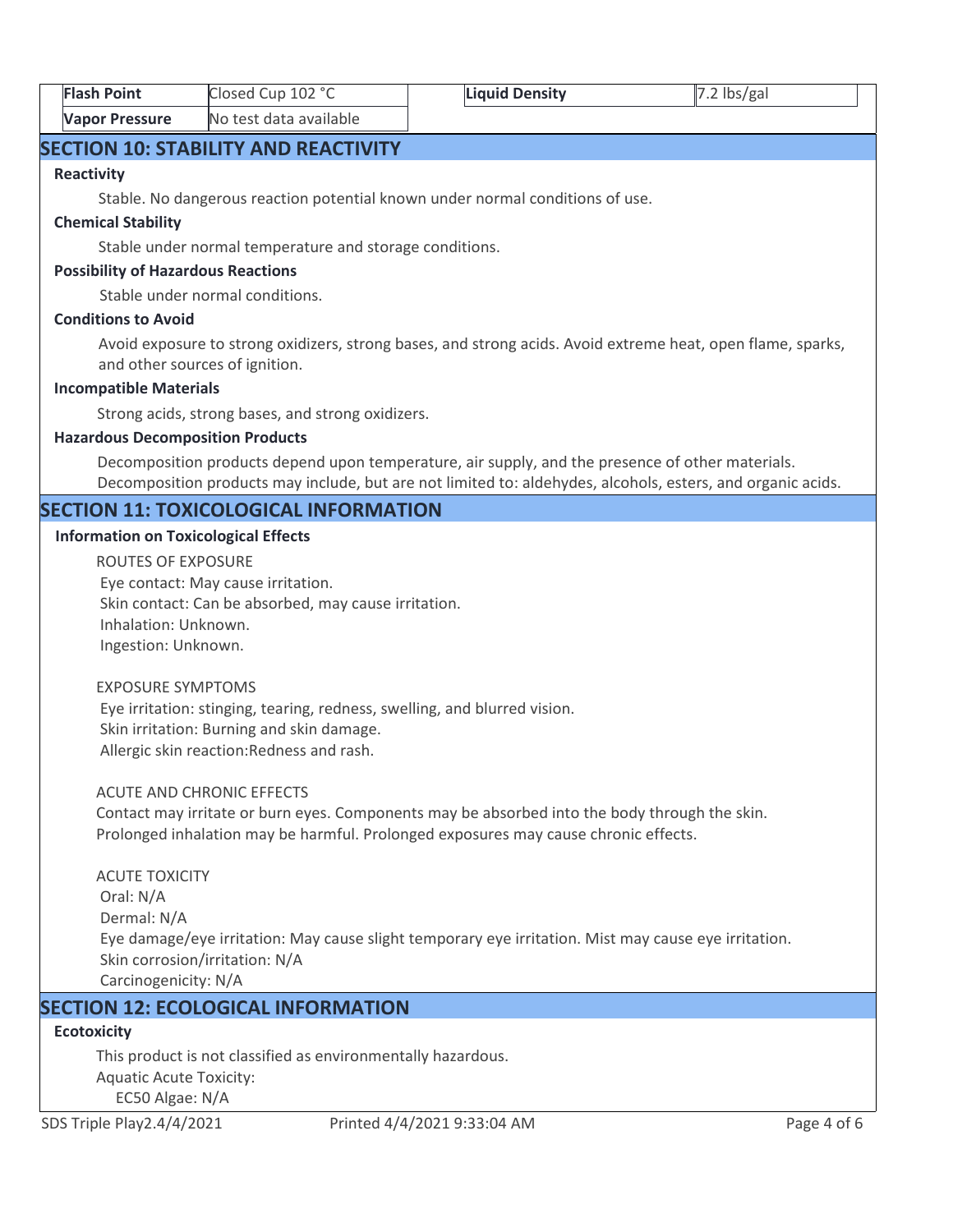| Flash Point | Closed Cup 102 °C | Liquid Density | 7.2 lbs/gal |
| --- | --- | --- | --- |
| Vapor Pressure | No test data available | | |

## SECTION 10: STABILITY AND REACTIVITY

**Reactivity**

Stable. No dangerous reaction potential known under normal conditions of use.

**Chemical Stability**

Stable under normal temperature and storage conditions.

**Possibility of Hazardous Reactions**

Stable under normal conditions.

**Conditions to Avoid**

Avoid exposure to strong oxidizers, strong bases, and strong acids. Avoid extreme heat, open flame, sparks, and other sources of ignition.

**Incompatible Materials**

Strong acids, strong bases, and strong oxidizers.

**Hazardous Decomposition Products**

Decomposition products depend upon temperature, air supply, and the presence of other materials. Decomposition products may include, but are not limited to: aldehydes, alcohols, esters, and organic acids.

## SECTION 11: TOXICOLOGICAL INFORMATION

**Information on Toxicological Effects**

ROUTES OF EXPOSURE
Eye contact: May cause irritation.
Skin contact: Can be absorbed, may cause irritation.
Inhalation: Unknown.
Ingestion: Unknown.

EXPOSURE SYMPTOMS
Eye irritation: stinging, tearing, redness, swelling, and blurred vision.
Skin irritation: Burning and skin damage.
Allergic skin reaction:Redness and rash.

ACUTE AND CHRONIC EFFECTS
Contact may irritate or burn eyes. Components may be absorbed into the body through the skin.
Prolonged inhalation may be harmful. Prolonged exposures may cause chronic effects.

ACUTE TOXICITY
Oral: N/A
Dermal: N/A
Eye damage/eye irritation: May cause slight temporary eye irritation. Mist may cause eye irritation.
Skin corrosion/irritation: N/A
Carcinogenicity: N/A

## SECTION 12: ECOLOGICAL INFORMATION

**Ecotoxicity**

This product is not classified as environmentally hazardous.
Aquatic Acute Toxicity:
EC50 Algae: N/A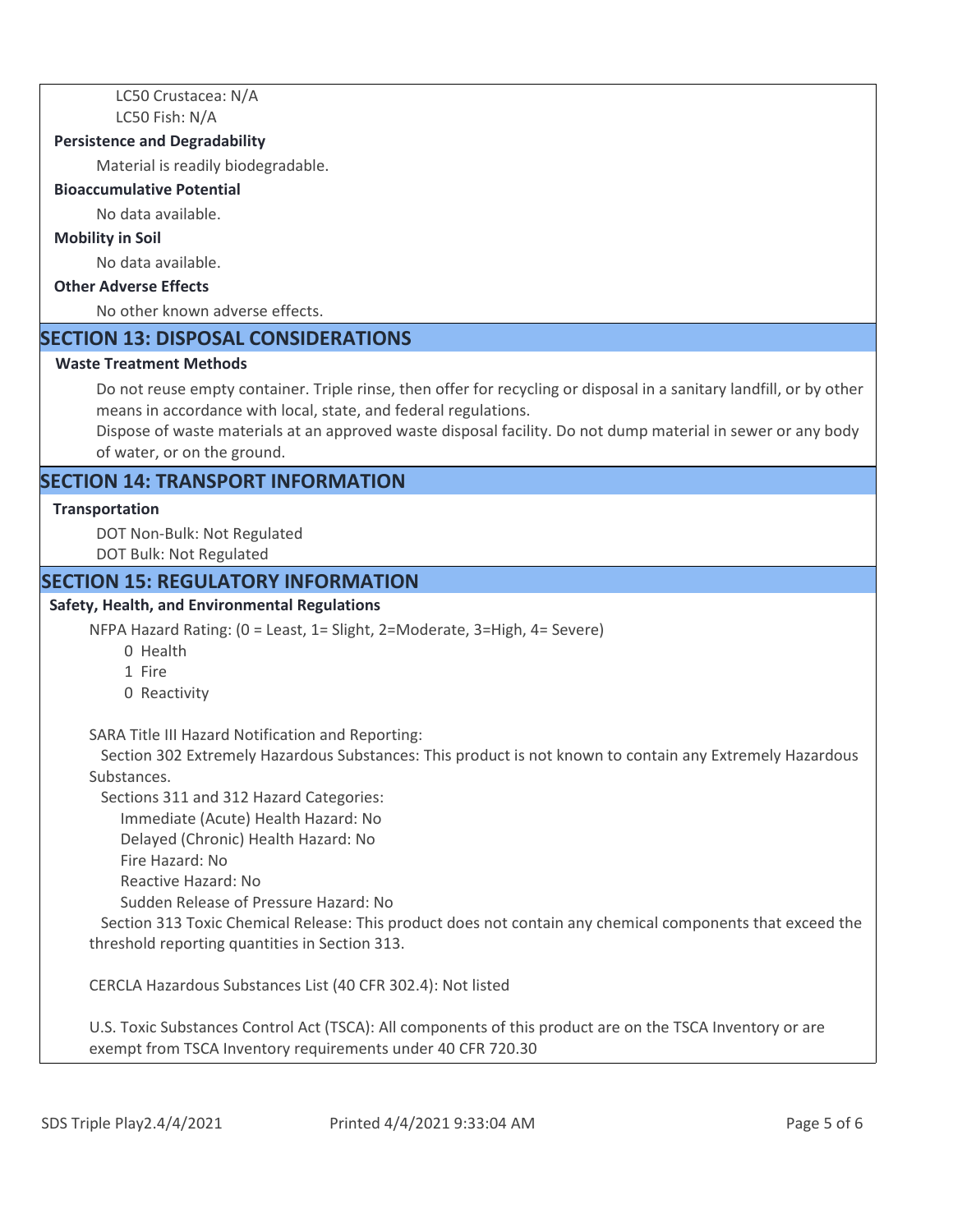LC50 Crustacea: N/A
LC50 Fish: N/A

**Persistence and Degradability**

Material is readily biodegradable.

**Bioaccumulative Potential**

No data available.

**Mobility in Soil**

No data available.

**Other Adverse Effects**

No other known adverse effects.

## SECTION 13: DISPOSAL CONSIDERATIONS

**Waste Treatment Methods**

Do not reuse empty container. Triple rinse, then offer for recycling or disposal in a sanitary landfill, or by other means in accordance with local, state, and federal regulations.
Dispose of waste materials at an approved waste disposal facility. Do not dump material in sewer or any body of water, or on the ground.

## SECTION 14: TRANSPORT INFORMATION

**Transportation**

DOT Non-Bulk: Not Regulated
DOT Bulk: Not Regulated

## SECTION 15: REGULATORY INFORMATION

**Safety, Health, and Environmental Regulations**

NFPA Hazard Rating: (0 = Least, 1= Slight, 2=Moderate, 3=High, 4= Severe)

0 Health
1 Fire
0 Reactivity

SARA Title III Hazard Notification and Reporting:

Section 302 Extremely Hazardous Substances: This product is not known to contain any Extremely Hazardous Substances.

Sections 311 and 312 Hazard Categories:

Immediate (Acute) Health Hazard: No
Delayed (Chronic) Health Hazard: No
Fire Hazard: No
Reactive Hazard: No
Sudden Release of Pressure Hazard: No

Section 313 Toxic Chemical Release: This product does not contain any chemical components that exceed the threshold reporting quantities in Section 313.

CERCLA Hazardous Substances List (40 CFR 302.4): Not listed

U.S. Toxic Substances Control Act (TSCA): All components of this product are on the TSCA Inventory or are exempt from TSCA Inventory requirements under 40 CFR 720.30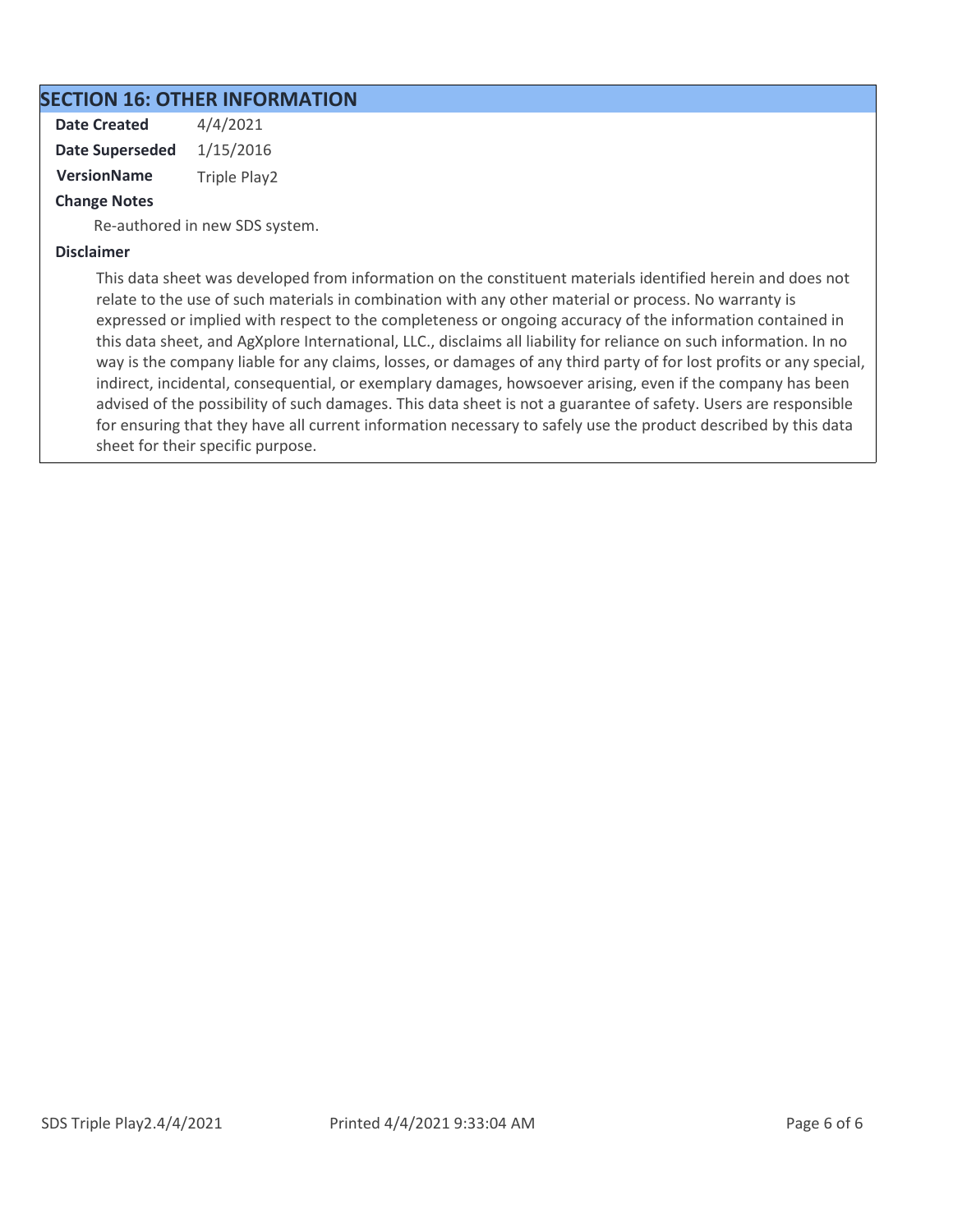## SECTION 16: OTHER INFORMATION

**Date Created** 4/4/2021

**Date Superseded** 1/15/2016

**VersionName** Triple Play2

**Change Notes**

Re-authored in new SDS system.

**Disclaimer**

This data sheet was developed from information on the constituent materials identified herein and does not relate to the use of such materials in combination with any other material or process. No warranty is expressed or implied with respect to the completeness or ongoing accuracy of the information contained in this data sheet, and AgXplore International, LLC., disclaims all liability for reliance on such information. In no way is the company liable for any claims, losses, or damages of any third party of for lost profits or any special, indirect, incidental, consequential, or exemplary damages, howsoever arising, even if the company has been advised of the possibility of such damages. This data sheet is not a guarantee of safety. Users are responsible for ensuring that they have all current information necessary to safely use the product described by this data sheet for their specific purpose.